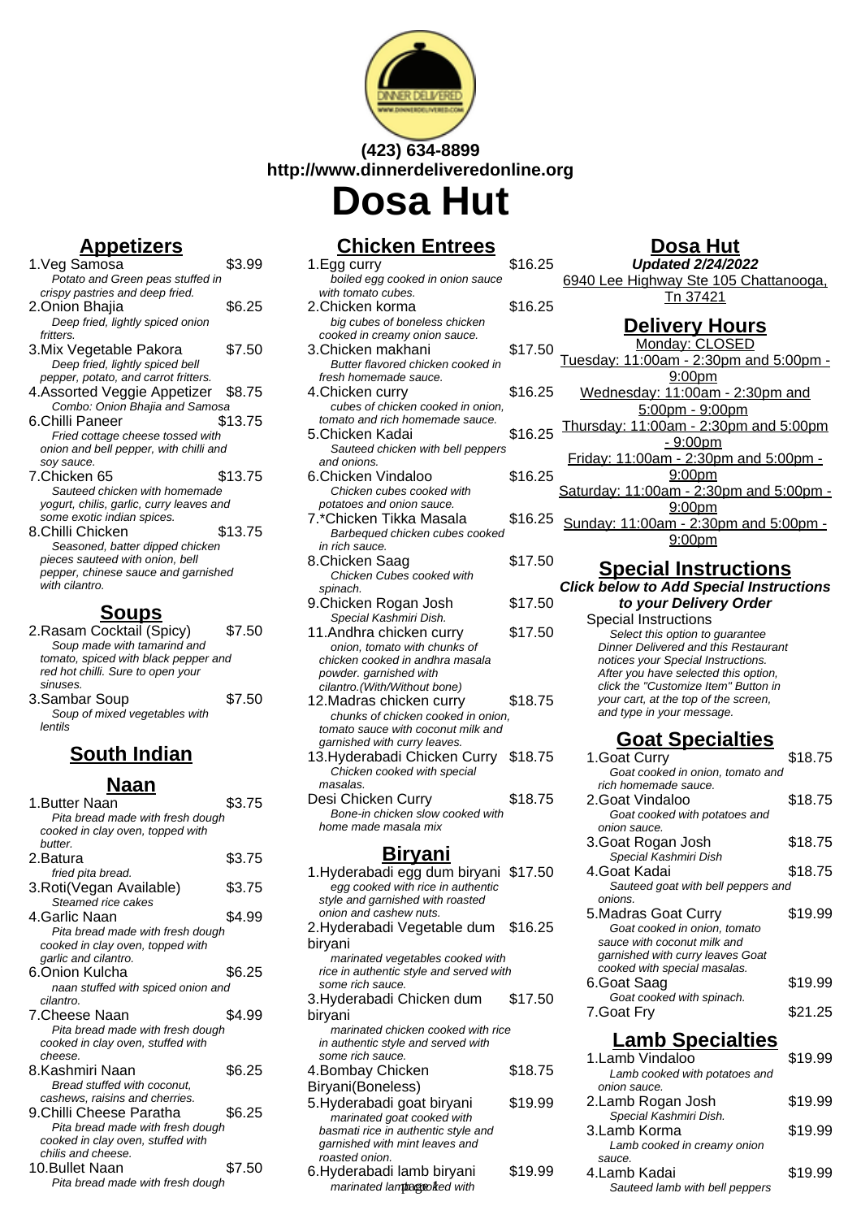**(423) 634-8899**
**http://www.dinnerdeliveredonline.org**

# Dosa Hut

## Appetizers

1.Veg Samosa $3.99
*Potato and Green peas stuffed in crispy pastries and deep fried.*

2.Onion Bhajia $6.25
*Deep fried, lightly spiced onion fritters.*

3.Mix Vegetable Pakora $7.50
*Deep fried, lightly spiced bell pepper, potato, and carrot fritters.*

4.Assorted Veggie Appetizer $8.75
*Combo: Onion Bhajia and Samosa*

6.Chilli Paneer $13.75
*Fried cottage cheese tossed with onion and bell pepper, with chilli and soy sauce.*

7.Chicken 65 $13.75
*Sauteed chicken with homemade yogurt, chilis, garlic, curry leaves and some exotic indian spices.*

8.Chilli Chicken $13.75
*Seasoned, batter dipped chicken pieces sauteed with onion, bell pepper, chinese sauce and garnished with cilantro.*

## Soups

2.Rasam Cocktail (Spicy) $7.50
*Soup made with tamarind and tomato, spiced with black pepper and red hot chilli. Sure to open your sinuses.*

3.Sambar Soup $7.50
*Soup of mixed vegetables with lentils*

## South Indian

## Naan

1.Butter Naan $3.75
*Pita bread made with fresh dough cooked in clay oven, topped with butter.*

2.Batura $3.75
*fried pita bread.*

3.Roti(Vegan Available) $3.75
*Steamed rice cakes*

4.Garlic Naan $4.99
*Pita bread made with fresh dough cooked in clay oven, topped with garlic and cilantro.*

6.Onion Kulcha $6.25
*naan stuffed with spiced onion and cilantro.*

7.Cheese Naan $4.99
*Pita bread made with fresh dough cooked in clay oven, stuffed with cheese.*

8.Kashmiri Naan $6.25
*Bread stuffed with coconut, cashews, raisins and cherries.*

9.Chilli Cheese Paratha $6.25
*Pita bread made with fresh dough cooked in clay oven, stuffed with chilis and cheese.*

10.Bullet Naan $7.50
*Pita bread made with fresh dough*

## Chicken Entrees

1.Egg curry $16.25
*boiled egg cooked in onion sauce with tomato cubes.*

2.Chicken korma $16.25
*big cubes of boneless chicken cooked in creamy onion sauce.*

3.Chicken makhani $17.50
*Butter flavored chicken cooked in fresh homemade sauce.*

4.Chicken curry $16.25
*cubes of chicken cooked in onion, tomato and rich homemade sauce.*

5.Chicken Kadai $16.25
*Sauteed chicken with bell peppers and onions.*

6.Chicken Vindaloo $16.25
*Chicken cubes cooked with potatoes and onion sauce.*

7.*Chicken Tikka Masala $16.25
*Barbequed chicken cubes cooked in rich sauce.*

8.Chicken Saag $17.50
*Chicken Cubes cooked with spinach.*

9.Chicken Rogan Josh $17.50
*Special Kashmiri Dish.*

11.Andhra chicken curry $17.50
*onion, tomato with chunks of chicken cooked in andhra masala powder. garnished with cilantro.(With/Without bone)*

12.Madras chicken curry $18.75
*chunks of chicken cooked in onion, tomato sauce with coconut milk and garnished with curry leaves.*

13.Hyderabadi Chicken Curry $18.75
*Chicken cooked with special masalas.*

Desi Chicken Curry $18.75
*Bone-in chicken slow cooked with home made masala mix*

## Biryani

1.Hyderabadi egg dum biryani $17.50
*egg cooked with rice in authentic style and garnished with roasted onion and cashew nuts.*

2.Hyderabadi Vegetable dum biryani $16.25
*marinated vegetables cooked with rice in authentic style and served with some rich sauce.*

3.Hyderabadi Chicken dum biryani $17.50
*marinated chicken cooked with rice in authentic style and served with some rich sauce.*

4.Bombay Chicken Biryani(Boneless) $18.75

5.Hyderabadi goat biryani $19.99
*marinated goat cooked with basmati rice in authentic style and garnished with mint leaves and roasted onion.*

6.Hyderabadi lamb biryani $19.99
*marinated lamb cooked with*

## Dosa Hut

**Updated 2/24/2022**

6940 Lee Highway Ste 105 Chattanooga, Tn 37421

## Delivery Hours

Monday: CLOSED
Tuesday: 11:00am - 2:30pm and 5:00pm - 9:00pm
Wednesday: 11:00am - 2:30pm and 5:00pm - 9:00pm
Thursday: 11:00am - 2:30pm and 5:00pm - 9:00pm
Friday: 11:00am - 2:30pm and 5:00pm - 9:00pm
Saturday: 11:00am - 2:30pm and 5:00pm - 9:00pm
Sunday: 11:00am - 2:30pm and 5:00pm - 9:00pm

## Special Instructions

***Click below to Add Special Instructions to your Delivery Order***

Special Instructions
*Select this option to guarantee Dinner Delivered and this Restaurant notices your Special Instructions. After you have selected this option, click the "Customize Item" Button in your cart, at the top of the screen, and type in your message.*

## Goat Specialties

1.Goat Curry $18.75
*Goat cooked in onion, tomato and rich homemade sauce.*

2.Goat Vindaloo $18.75
*Goat cooked with potatoes and onion sauce.*

3.Goat Rogan Josh $18.75
*Special Kashmiri Dish*

4.Goat Kadai $18.75
*Sauteed goat with bell peppers and onions.*

5.Madras Goat Curry $19.99
*Goat cooked in onion, tomato sauce with coconut milk and garnished with curry leaves Goat cooked with special masalas.*

6.Goat Saag $19.99
*Goat cooked with spinach.*

7.Goat Fry $21.25

## Lamb Specialties

1.Lamb Vindaloo $19.99
*Lamb cooked with potatoes and onion sauce.*

2.Lamb Rogan Josh $19.99
*Special Kashmiri Dish.*

3.Lamb Korma $19.99
*Lamb cooked in creamy onion sauce.*

4.Lamb Kadai $19.99
*Sauteed lamb with bell peppers*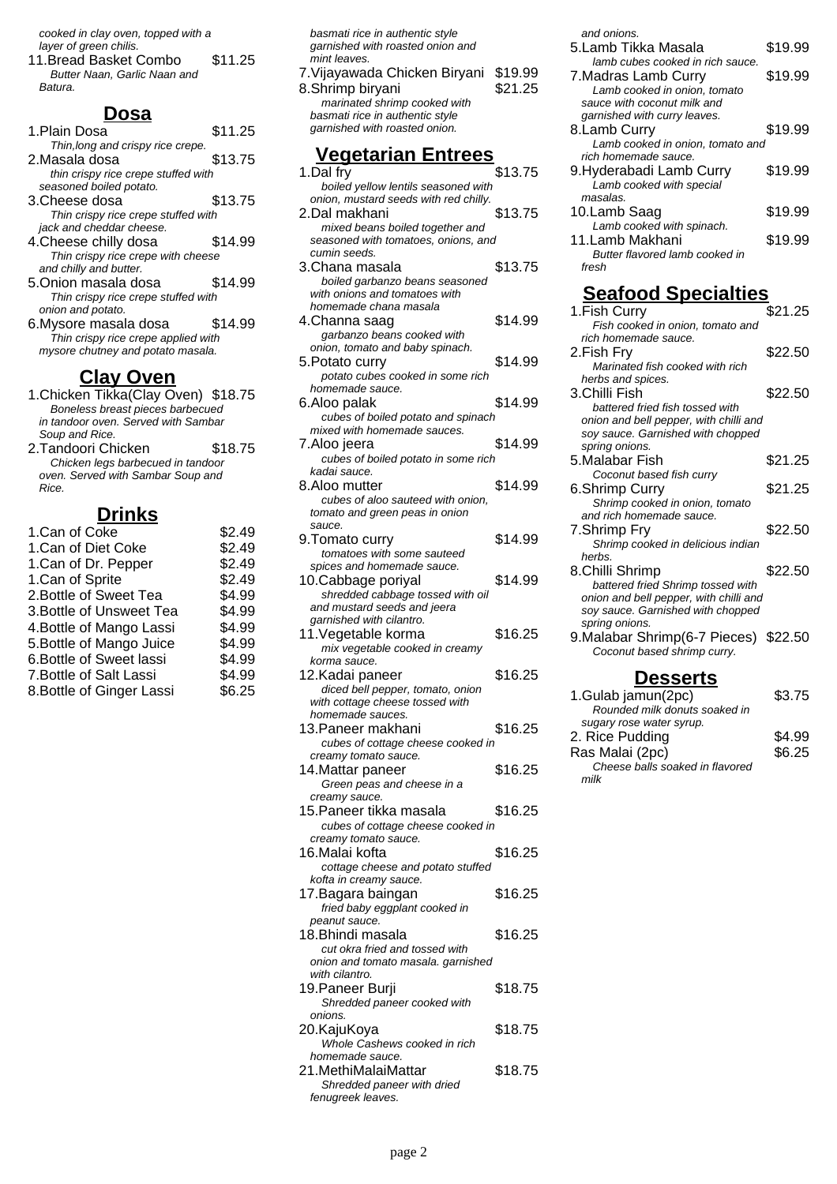cooked in clay oven, topped with a layer of green chilis.

11.Bread Basket Combo $11.25

*Butter Naan, Garlic Naan and Batura.*

## Dosa

1.Plain Dosa $11.25

*Thin,long and crispy rice crepe.*

2.Masala dosa $13.75

*thin crispy rice crepe stuffed with seasoned boiled potato.*

3.Cheese dosa $13.75

*Thin crispy rice crepe stuffed with jack and cheddar cheese.*

4.Cheese chilly dosa $14.99

*Thin crispy rice crepe with cheese and chilly and butter.*

5.Onion masala dosa $14.99

*Thin crispy rice crepe stuffed with onion and potato.*

6.Mysore masala dosa $14.99

*Thin crispy rice crepe applied with mysore chutney and potato masala.*

## Clay Oven

1.Chicken Tikka(Clay Oven) $18.75

*Boneless breast pieces barbecued in tandoor oven. Served with Sambar Soup and Rice.*

2.Tandoori Chicken $18.75

*Chicken legs barbecued in tandoor oven. Served with Sambar Soup and Rice.*

## Drinks

| | |
|---|---|
| 1.Can of Coke | $2.49 |
| 1.Can of Diet Coke | $2.49 |
| 1.Can of Dr. Pepper | $2.49 |
| 1.Can of Sprite | $2.49 |
| 2.Bottle of Sweet Tea | $4.99 |
| 3.Bottle of Unsweet Tea | $4.99 |
| 4.Bottle of Mango Lassi | $4.99 |
| 5.Bottle of Mango Juice | $4.99 |
| 6.Bottle of Sweet lassi | $4.99 |
| 7.Bottle of Salt Lassi | $4.99 |
| 8.Bottle of Ginger Lassi | $6.25 |

*basmati rice in authentic style garnished with roasted onion and mint leaves.*

7.Vijayawada Chicken Biryani $19.99

8.Shrimp biryani $21.25

*marinated shrimp cooked with basmati rice in authentic style garnished with roasted onion.*

## Vegetarian Entrees

1.Dal fry $13.75

*boiled yellow lentils seasoned with onion, mustard seeds with red chilly.*

2.Dal makhani $13.75

*mixed beans boiled together and seasoned with tomatoes, onions, and cumin seeds.*

3.Chana masala $13.75

*boiled garbanzo beans seasoned with onions and tomatoes with homemade chana masala*

4.Channa saag $14.99

*garbanzo beans cooked with onion, tomato and baby spinach.*

5.Potato curry $14.99

*potato cubes cooked in some rich homemade sauce.*

6.Aloo palak $14.99

*cubes of boiled potato and spinach mixed with homemade sauces.*

7.Aloo jeera $14.99

*cubes of boiled potato in some rich kadai sauce.*

8.Aloo mutter $14.99

*cubes of aloo sauteed with onion, tomato and green peas in onion sauce.*

9.Tomato curry $14.99

*tomatoes with some sauteed spices and homemade sauce.*

10.Cabbage poriyal $14.99

*shredded cabbage tossed with oil and mustard seeds and jeera garnished with cilantro.*

11.Vegetable korma $16.25

*mix vegetable cooked in creamy korma sauce.*

12.Kadai paneer $16.25

*diced bell pepper, tomato, onion with cottage cheese tossed with homemade sauces.*

13.Paneer makhani $16.25

*cubes of cottage cheese cooked in creamy tomato sauce.*

14.Mattar paneer $16.25

*Green peas and cheese in a creamy sauce.*

15.Paneer tikka masala $16.25

*cubes of cottage cheese cooked in creamy tomato sauce.*

16.Malai kofta $16.25

*cottage cheese and potato stuffed kofta in creamy sauce.*

17.Bagara baingan $16.25

*fried baby eggplant cooked in peanut sauce.*

18.Bhindi masala $16.25

*cut okra fried and tossed with onion and tomato masala. garnished with cilantro.*

19.Paneer Burji $18.75

*Shredded paneer cooked with onions.*

20.KajuKoya $18.75

*Whole Cashews cooked in rich homemade sauce.*

21.MethiMalaiMattar $18.75

*Shredded paneer with dried fenugreek leaves.*

*and onions.*

5.Lamb Tikka Masala $19.99

*lamb cubes cooked in rich sauce.*

7.Madras Lamb Curry $19.99

*Lamb cooked in onion, tomato sauce with coconut milk and garnished with curry leaves.*

8.Lamb Curry $19.99

*Lamb cooked in onion, tomato and rich homemade sauce.*

9.Hyderabadi Lamb Curry $19.99

*Lamb cooked with special masalas.*

10.Lamb Saag $19.99

*Lamb cooked with spinach.*

11.Lamb Makhani $19.99

*Butter flavored lamb cooked in fresh*

## Seafood Specialties

1.Fish Curry $21.25

*Fish cooked in onion, tomato and rich homemade sauce.*

2.Fish Fry $22.50

*Marinated fish cooked with rich herbs and spices.*

3.Chilli Fish $22.50

*battered fried fish tossed with onion and bell pepper, with chilli and soy sauce. Garnished with chopped spring onions.*

5.Malabar Fish $21.25

*Coconut based fish curry*

6.Shrimp Curry $21.25

*Shrimp cooked in onion, tomato and rich homemade sauce.*

7.Shrimp Fry $22.50

*Shrimp cooked in delicious indian herbs.*

8.Chilli Shrimp $22.50

*battered fried Shrimp tossed with onion and bell pepper, with chilli and soy sauce. Garnished with chopped spring onions.*

9.Malabar Shrimp(6-7 Pieces) $22.50

*Coconut based shrimp curry.*

## Desserts

1.Gulab jamun(2pc) $3.75

*Rounded milk donuts soaked in sugary rose water syrup.*

2. Rice Pudding $4.99

Ras Malai (2pc) $6.25

*Cheese balls soaked in flavored milk*